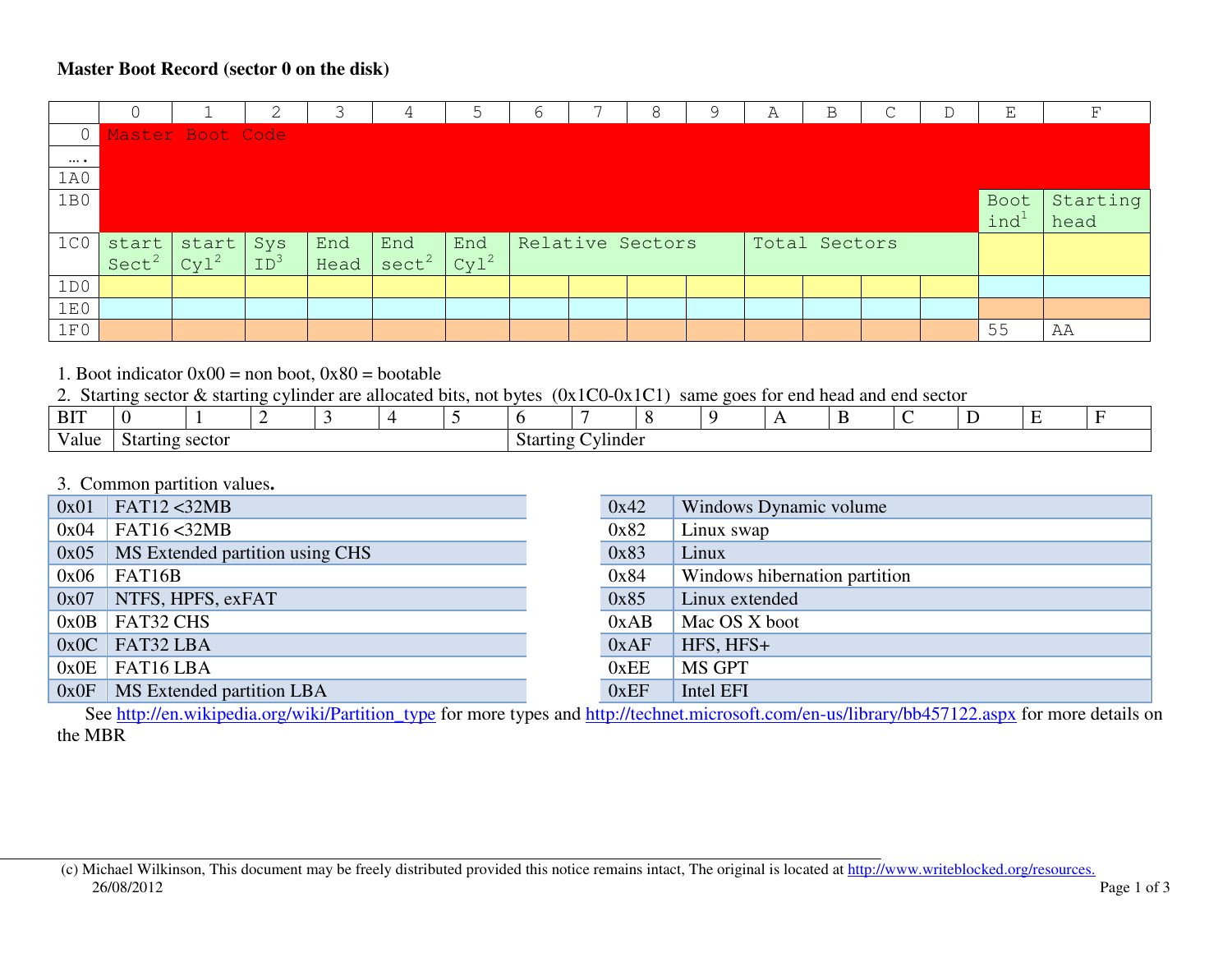**Master Boot Record (sector 0 on the disk)**

| | 0 | 1 | 2 | 3 | 4 | 5 | 6 | 7 | 8 | 9 | A | B | C | D | E | F |
|---|---|---|---|---|---|---|---|---|---|---|---|---|---|---|---|---|
| 0 | Master Boot Code | | | | | | | | | | | | | | | |
| …. | | | | | | | | | | | | | | | | |
| 1A0 | | | | | | | | | | | | | | | | |
| 1B0 | | | | | | | | | | | | | | | Boot ind[1] | Starting head |
| 1C0 | start Sect[2] | start Cyl[2] | Sys ID[3] | End Head | End sect[2] | End Cyl[2] | Relative Sectors | | | | Total Sectors | | | | | |
| 1D0 | | | | | | | | | | | | | | | | |
| 1E0 | | | | | | | | | | | | | | | | |
| 1F0 | | | | | | | | | | | | | | | 55 | AA |

1. Boot indicator 0x00 = non boot, 0x80 = bootable
2. Starting sector & starting cylinder are allocated bits, not bytes (0x1C0-0x1C1) same goes for end head and end sector

| BIT | 0 | 1 | 2 | 3 | 4 | 5 | 6 | 7 | 8 | 9 | A | B | C | D | E | F |
|---|---|---|---|---|---|---|---|---|---|---|---|---|---|---|---|---|
| Value | Starting sector | | | | | | Starting Cylinder | | | | | | | | | |

3. Common partition values**.**

| | |
|---|---|
| 0x01 | FAT12 <32MB |
| 0x04 | FAT16 <32MB |
| 0x05 | MS Extended partition using CHS |
| 0x06 | FAT16B |
| 0x07 | NTFS, HPFS, exFAT |
| 0x0B | FAT32 CHS |
| 0x0C | FAT32 LBA |
| 0x0E | FAT16 LBA |
| 0x0F | MS Extended partition LBA |

| | |
|---|---|
| 0x42 | Windows Dynamic volume |
| 0x82 | Linux swap |
| 0x83 | Linux |
| 0x84 | Windows hibernation partition |
| 0x85 | Linux extended |
| 0xAB | Mac OS X boot |
| 0xAF | HFS, HFS+ |
| 0xEE | MS GPT |
| 0xEF | Intel EFI |

See http://en.wikipedia.org/wiki/Partition_type for more types and http://technet.microsoft.com/en-us/library/bb457122.aspx for more details on the MBR

(c) Michael Wilkinson, This document may be freely distributed provided this notice remains intact, The original is located at http://www.writeblocked.org/resources.
26/08/2012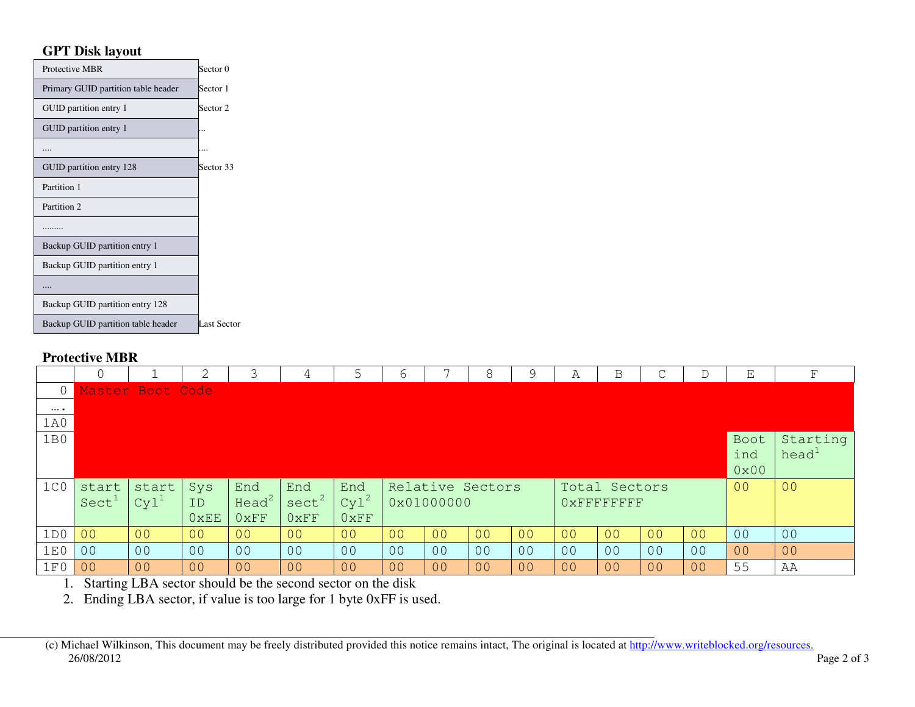## GPT Disk layout

| | |
|---|---|
| Protective MBR | Sector 0 |
| Primary GUID partition table header | Sector 1 |
| GUID partition entry 1 | Sector 2 |
| GUID partition entry 1 | ... |
| .... | .... |
| GUID partition entry 128 | Sector 33 |
| Partition 1 | |
| Partition 2 | |
| ......... | |
| Backup GUID partition entry 1 | |
| Backup GUID partition entry 1 | |
| .... | |
| Backup GUID partition entry 128 | |
| Backup GUID partition table header | Last Sector |

## Protective MBR

| | 0 | 1 | 2 | 3 | 4 | 5 | 6 | 7 | 8 | 9 | A | B | C | D | E | F |
|---|---|---|---|---|---|---|---|---|---|---|---|---|---|---|---|---|
| 0 | Master Boot Code | | | | | | | | | | | | | | | |
| …. | | | | | | | | | | | | | | | | |
| 1A0 | | | | | | | | | | | | | | | | |
| 1B0 | | | | | | | | | | | | | | | Boot ind 0x00 | Starting head[1] |
| 1C0 | start Sect[1] | start Cyl[1] | Sys ID 0xEE | End Head[2] 0xFF | End sect[2] 0xFF | End Cyl[2] 0xFF | Relative Sectors 0x01000000 | | | | Total Sectors 0xFFFFFFFF | | | | 00 | 00 |
| 1D0 | 00 | 00 | 00 | 00 | 00 | 00 | 00 | 00 | 00 | 00 | 00 | 00 | 00 | 00 | 00 | 00 |
| 1E0 | 00 | 00 | 00 | 00 | 00 | 00 | 00 | 00 | 00 | 00 | 00 | 00 | 00 | 00 | 00 | 00 |
| 1F0 | 00 | 00 | 00 | 00 | 00 | 00 | 00 | 00 | 00 | 00 | 00 | 00 | 00 | 00 | 55 | AA |

1. Starting LBA sector should be the second sector on the disk
2. Ending LBA sector, if value is too large for 1 byte 0xFF is used.

(c) Michael Wilkinson, This document may be freely distributed provided this notice remains intact, The original is located at http://www.writeblocked.org/resources.
26/08/2012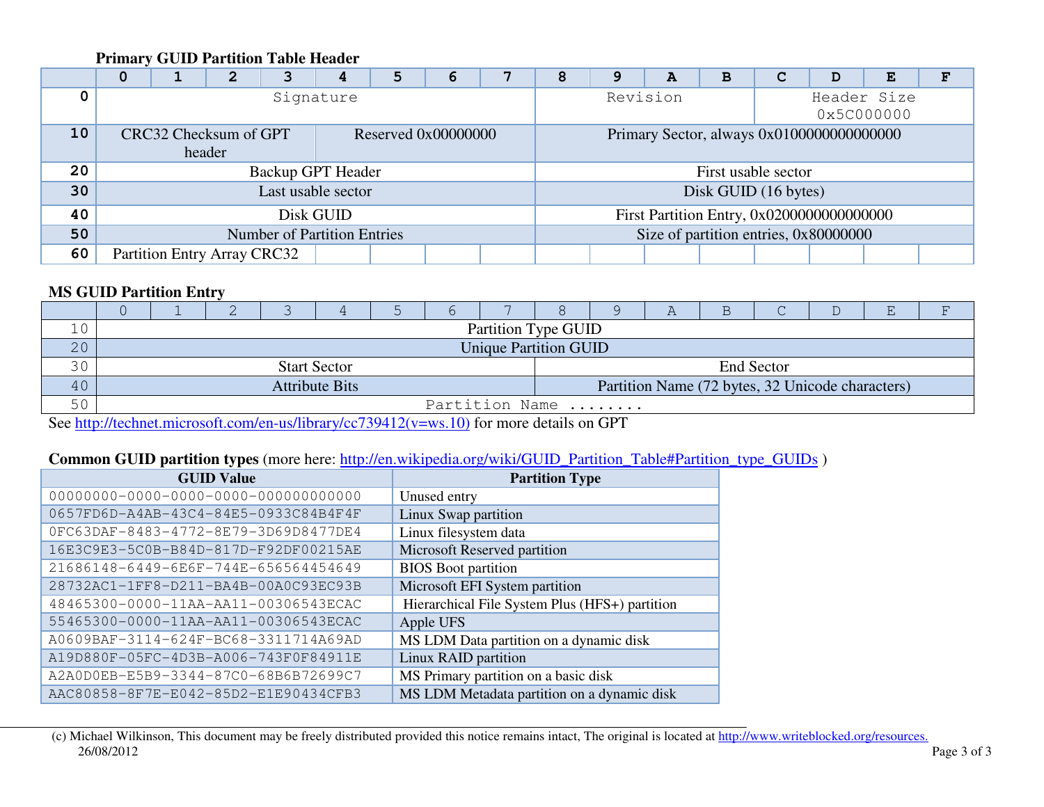**Primary GUID Partition Table Header**

| | 0 | 1 | 2 | 3 | 4 | 5 | 6 | 7 | 8 | 9 | A | B | C | D | E | F |
|---|---|---|---|---|---|---|---|---|---|---|---|---|---|---|---|---|
| 0 | Signature | | | | | | | | Revision | | | | Header Size 0x5C000000 | | | |
| 10 | CRC32 Checksum of GPT header | | | | Reserved 0x00000000 | | | | Primary Sector, always 0x0100000000000000 | | | | | | | |
| 20 | Backup GPT Header | | | | | | | | First usable sector | | | | | | | |
| 30 | Last usable sector | | | | | | | | Disk GUID (16 bytes) | | | | | | | |
| 40 | Disk GUID | | | | | | | | First Partition Entry, 0x0200000000000000 | | | | | | | |
| 50 | Number of Partition Entries | | | | | | | | Size of partition entries, 0x80000000 | | | | | | | |
| 60 | Partition Entry Array CRC32 | | | | | | | | | | | | | | | |

**MS GUID Partition Entry**

| | 0 | 1 | 2 | 3 | 4 | 5 | 6 | 7 | 8 | 9 | A | B | C | D | E | F |
|---|---|---|---|---|---|---|---|---|---|---|---|---|---|---|---|---|
| 10 | Partition Type GUID | | | | | | | | | | | | | | | |
| 20 | Unique Partition GUID | | | | | | | | | | | | | | | |
| 30 | Start Sector | | | | | | | | End Sector | | | | | | | |
| 40 | Attribute Bits | | | | | | | | Partition Name (72 bytes, 32 Unicode characters) | | | | | | | |
| 50 | Partition Name ........ | | | | | | | | | | | | | | | |

See http://technet.microsoft.com/en-us/library/cc739412(v=ws.10) for more details on GPT

**Common GUID partition types** (more here: http://en.wikipedia.org/wiki/GUID_Partition_Table#Partition_type_GUIDs )

| GUID Value | Partition Type |
|---|---|
| 00000000-0000-0000-0000-000000000000 | Unused entry |
| 0657FD6D-A4AB-43C4-84E5-0933C84B4F4F | Linux Swap partition |
| 0FC63DAF-8483-4772-8E79-3D69D8477DE4 | Linux filesystem data |
| 16E3C9E3-5C0B-B84D-817D-F92DF00215AE | Microsoft Reserved partition |
| 21686148-6449-6E6F-744E-656564454649 | BIOS Boot partition |
| 28732AC1-1FF8-D211-BA4B-00A0C93EC93B | Microsoft EFI System partition |
| 48465300-0000-11AA-AA11-00306543ECAC | Hierarchical File System Plus (HFS+) partition |
| 55465300-0000-11AA-AA11-00306543ECAC | Apple UFS |
| A0609BAF-3114-624F-BC68-3311714A69AD | MS LDM Data partition on a dynamic disk |
| A19D880F-05FC-4D3B-A006-743F0F84911E | Linux RAID partition |
| A2A0D0EB-E5B9-3344-87C0-68B6B72699C7 | MS Primary partition on a basic disk |
| AAC80858-8F7E-E042-85D2-E1E90434CFB3 | MS LDM Metadata partition on a dynamic disk |

(c) Michael Wilkinson, This document may be freely distributed provided this notice remains intact, The original is located at http://www.writeblocked.org/resources.
26/08/2012